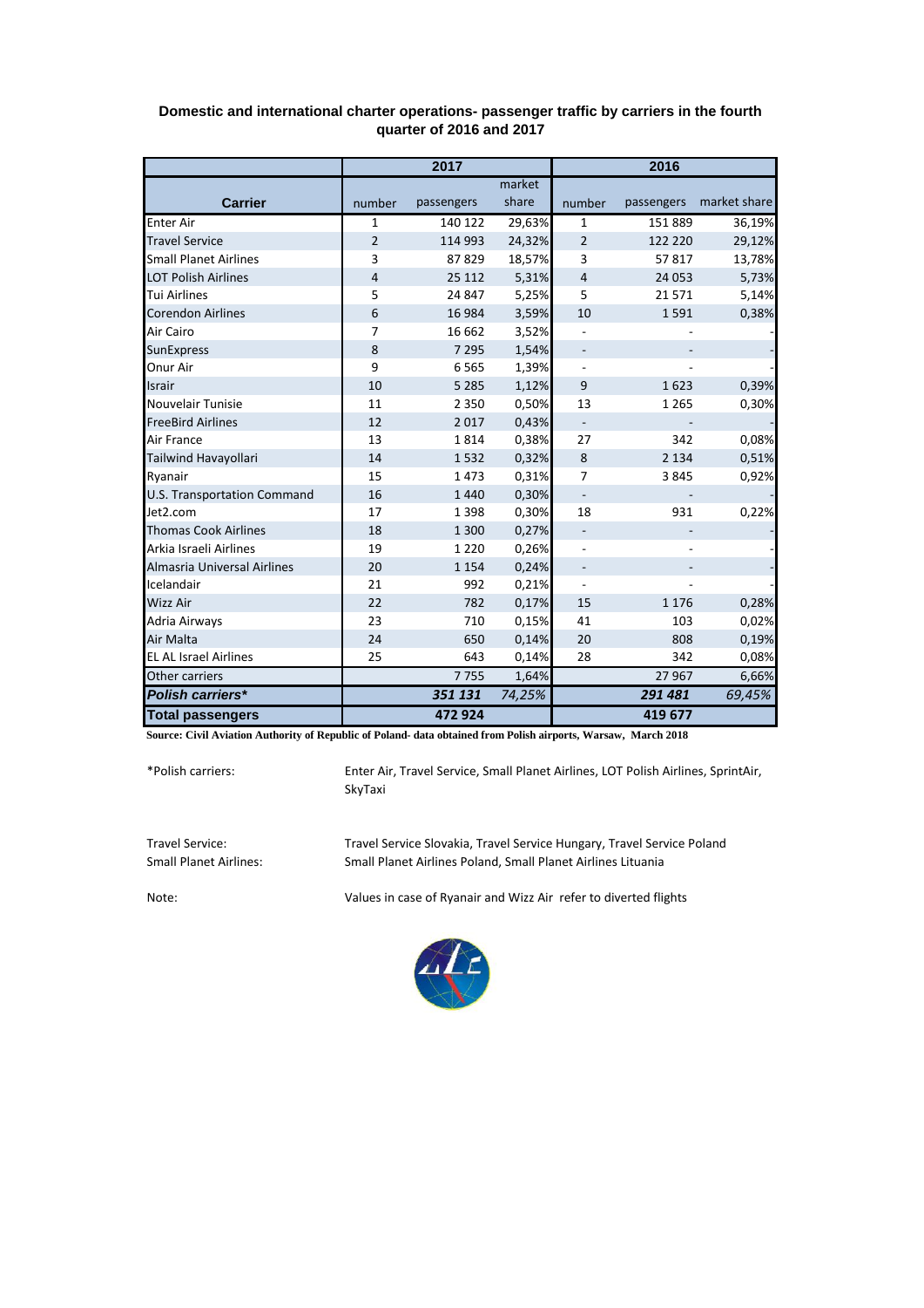### Domestic and international charter operations- passenger traffic by carriers in the fourth quarter of 2016 and 2017

| Carrier | 2017 | | | 2016 | | |
|---|---|---|---|---|---|---|
| | number | passengers | market share | number | passengers | market share |
| Enter Air | 1 | 140 122 | 29,63% | 1 | 151 889 | 36,19% |
| Travel Service | 2 | 114 993 | 24,32% | 2 | 122 220 | 29,12% |
| Small Planet Airlines | 3 | 87 829 | 18,57% | 3 | 57 817 | 13,78% |
| LOT Polish Airlines | 4 | 25 112 | 5,31% | 4 | 24 053 | 5,73% |
| Tui Airlines | 5 | 24 847 | 5,25% | 5 | 21 571 | 5,14% |
| Corendon Airlines | 6 | 16 984 | 3,59% | 10 | 1 591 | 0,38% |
| Air Cairo | 7 | 16 662 | 3,52% | - | - | - |
| SunExpress | 8 | 7 295 | 1,54% | - | - | - |
| Onur Air | 9 | 6 565 | 1,39% | - | - | - |
| Israir | 10 | 5 285 | 1,12% | 9 | 1 623 | 0,39% |
| Nouvelair Tunisie | 11 | 2 350 | 0,50% | 13 | 1 265 | 0,30% |
| FreeBird Airlines | 12 | 2 017 | 0,43% | - | - | - |
| Air France | 13 | 1 814 | 0,38% | 27 | 342 | 0,08% |
| Tailwind Havayollari | 14 | 1 532 | 0,32% | 8 | 2 134 | 0,51% |
| Ryanair | 15 | 1 473 | 0,31% | 7 | 3 845 | 0,92% |
| U.S. Transportation Command | 16 | 1 440 | 0,30% | - | - | - |
| Jet2.com | 17 | 1 398 | 0,30% | 18 | 931 | 0,22% |
| Thomas Cook Airlines | 18 | 1 300 | 0,27% | - | - | - |
| Arkia Israeli Airlines | 19 | 1 220 | 0,26% | - | - | - |
| Almasria Universal Airlines | 20 | 1 154 | 0,24% | - | - | - |
| Icelandair | 21 | 992 | 0,21% | - | - | - |
| Wizz Air | 22 | 782 | 0,17% | 15 | 1 176 | 0,28% |
| Adria Airways | 23 | 710 | 0,15% | 41 | 103 | 0,02% |
| Air Malta | 24 | 650 | 0,14% | 20 | 808 | 0,19% |
| EL AL Israel Airlines | 25 | 643 | 0,14% | 28 | 342 | 0,08% |
| Other carriers | | 7 755 | 1,64% | | 27 967 | 6,66% |
| ***Polish carriers**** | | ***351 131*** | *74,25%* | | ***291 481*** | *69,45%* |
| **Total passengers** | | **472 924** | | | **419 677** | |

**Source: Civil Aviation Authority of Republic of Poland- data obtained from Polish airports, Warsaw, March 2018**

*Polish carriers: Enter Air, Travel Service, Small Planet Airlines, LOT Polish Airlines, SprintAir, SkyTaxi

Travel Service: Travel Service Slovakia, Travel Service Hungary, Travel Service Poland

Small Planet Airlines: Small Planet Airlines Poland, Small Planet Airlines Lituania

Note: Values in case of Ryanair and Wizz Air refer to diverted flights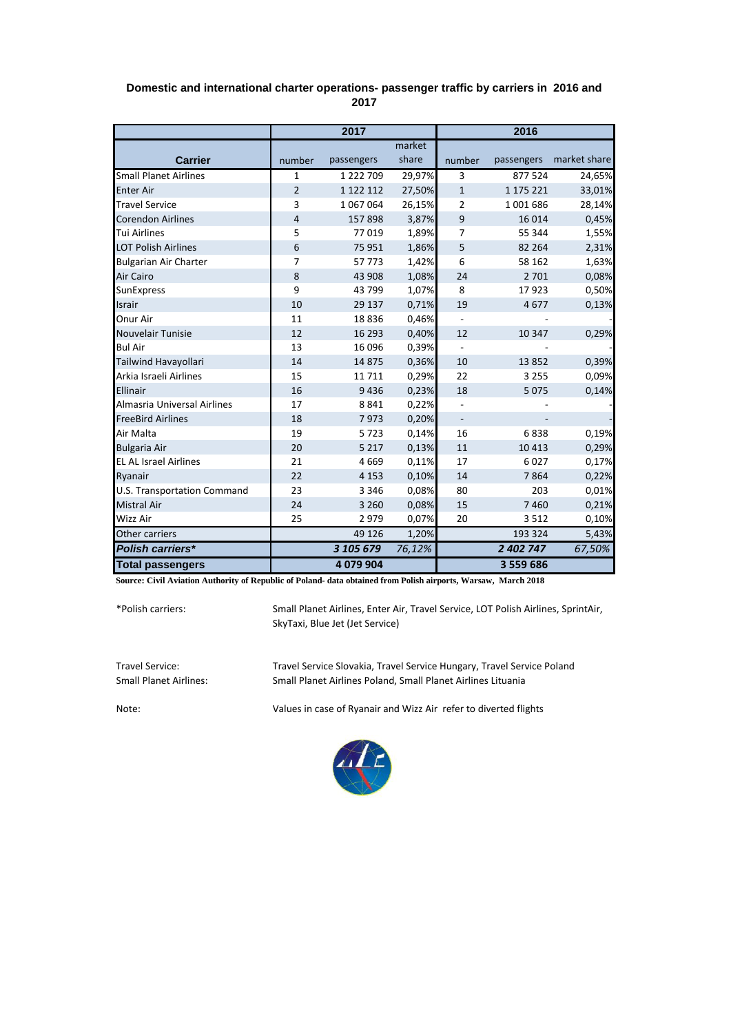# Domestic and international charter operations- passenger traffic by carriers in 2016 and 2017

| Carrier | 2017 | | | 2016 | | |
|---|---|---|---|---|---|---|
| | number | passengers | market share | number | passengers | market share |
| Small Planet Airlines | 1 | 1 222 709 | 29,97% | 3 | 877 524 | 24,65% |
| Enter Air | 2 | 1 122 112 | 27,50% | 1 | 1 175 221 | 33,01% |
| Travel Service | 3 | 1 067 064 | 26,15% | 2 | 1 001 686 | 28,14% |
| Corendon Airlines | 4 | 157 898 | 3,87% | 9 | 16 014 | 0,45% |
| Tui Airlines | 5 | 77 019 | 1,89% | 7 | 55 344 | 1,55% |
| LOT Polish Airlines | 6 | 75 951 | 1,86% | 5 | 82 264 | 2,31% |
| Bulgarian Air Charter | 7 | 57 773 | 1,42% | 6 | 58 162 | 1,63% |
| Air Cairo | 8 | 43 908 | 1,08% | 24 | 2 701 | 0,08% |
| SunExpress | 9 | 43 799 | 1,07% | 8 | 17 923 | 0,50% |
| Israir | 10 | 29 137 | 0,71% | 19 | 4 677 | 0,13% |
| Onur Air | 11 | 18 836 | 0,46% | - | - | - |
| Nouvelair Tunisie | 12 | 16 293 | 0,40% | 12 | 10 347 | 0,29% |
| Bul Air | 13 | 16 096 | 0,39% | - | - | - |
| Tailwind Havayollari | 14 | 14 875 | 0,36% | 10 | 13 852 | 0,39% |
| Arkia Israeli Airlines | 15 | 11 711 | 0,29% | 22 | 3 255 | 0,09% |
| Ellinair | 16 | 9 436 | 0,23% | 18 | 5 075 | 0,14% |
| Almasria Universal Airlines | 17 | 8 841 | 0,22% | - | - | - |
| FreeBird Airlines | 18 | 7 973 | 0,20% | - | - | - |
| Air Malta | 19 | 5 723 | 0,14% | 16 | 6 838 | 0,19% |
| Bulgaria Air | 20 | 5 217 | 0,13% | 11 | 10 413 | 0,29% |
| EL AL Israel Airlines | 21 | 4 669 | 0,11% | 17 | 6 027 | 0,17% |
| Ryanair | 22 | 4 153 | 0,10% | 14 | 7 864 | 0,22% |
| U.S. Transportation Command | 23 | 3 346 | 0,08% | 80 | 203 | 0,01% |
| Mistral Air | 24 | 3 260 | 0,08% | 15 | 7 460 | 0,21% |
| Wizz Air | 25 | 2 979 | 0,07% | 20 | 3 512 | 0,10% |
| Other carriers | | 49 126 | 1,20% | | 193 324 | 5,43% |
| ***Polish carriers**** | | ***3 105 679*** | *76,12%* | | ***2 402 747*** | *67,50%* |
| **Total passengers** | | **4 079 904** | | | **3 559 686** | |

**Source: Civil Aviation Authority of Republic of Poland- data obtained from Polish airports, Warsaw, March 2018**

*Polish carriers: Small Planet Airlines, Enter Air, Travel Service, LOT Polish Airlines, SprintAir, SkyTaxi, Blue Jet (Jet Service)

Travel Service: Travel Service Slovakia, Travel Service Hungary, Travel Service Poland

Small Planet Airlines: Small Planet Airlines Poland, Small Planet Airlines Lituania

Note: Values in case of Ryanair and Wizz Air refer to diverted flights